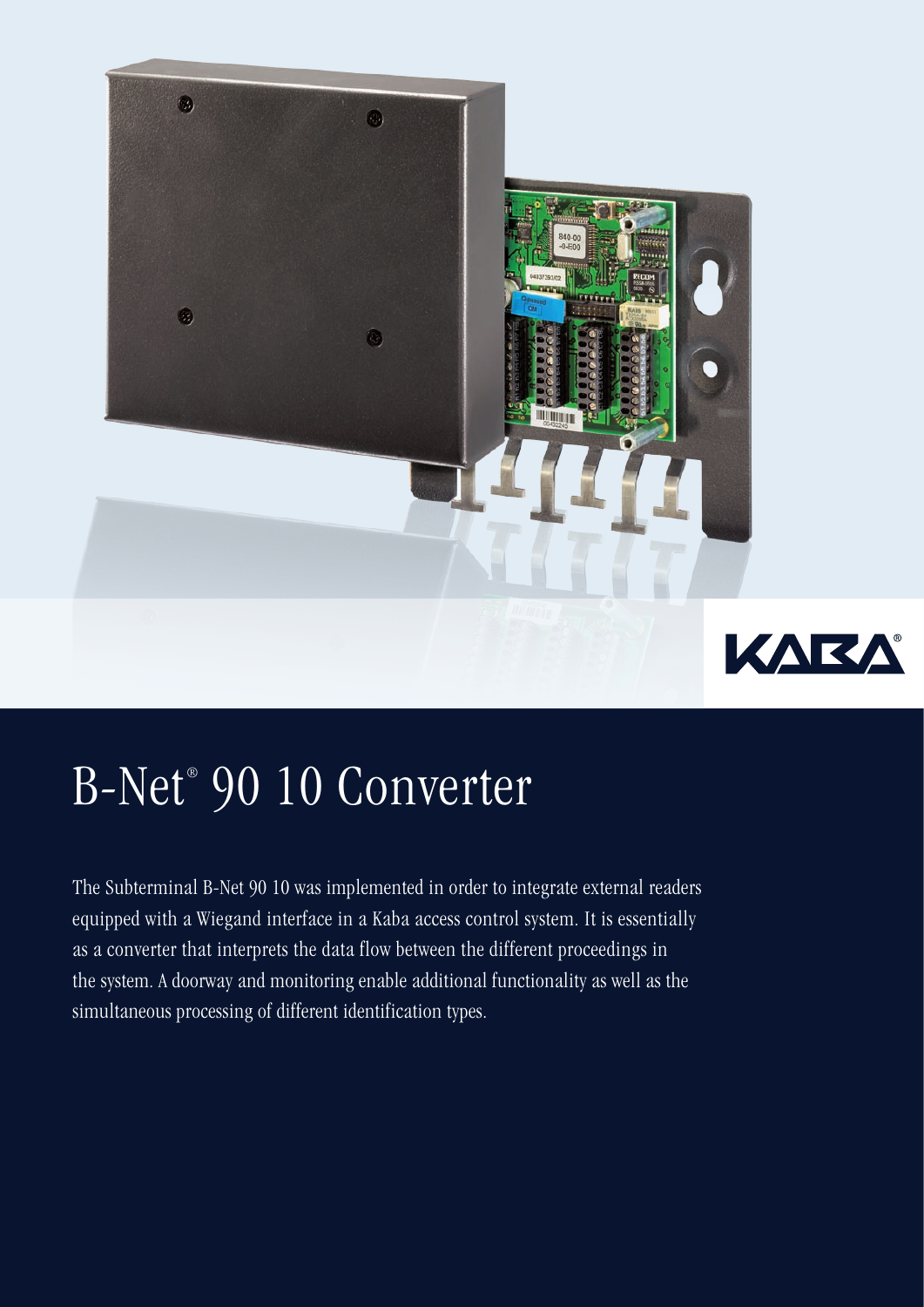# B-Net® 90 10 Converter

The Subterminal B-Net 90 10 was implemented in order to integrate external readers equipped with a Wiegand interface in a Kaba access control system. It is essentially as a converter that interprets the data flow between the different proceedings in the system. A doorway and monitoring enable additional functionality as well as the simultaneous processing of different identification types.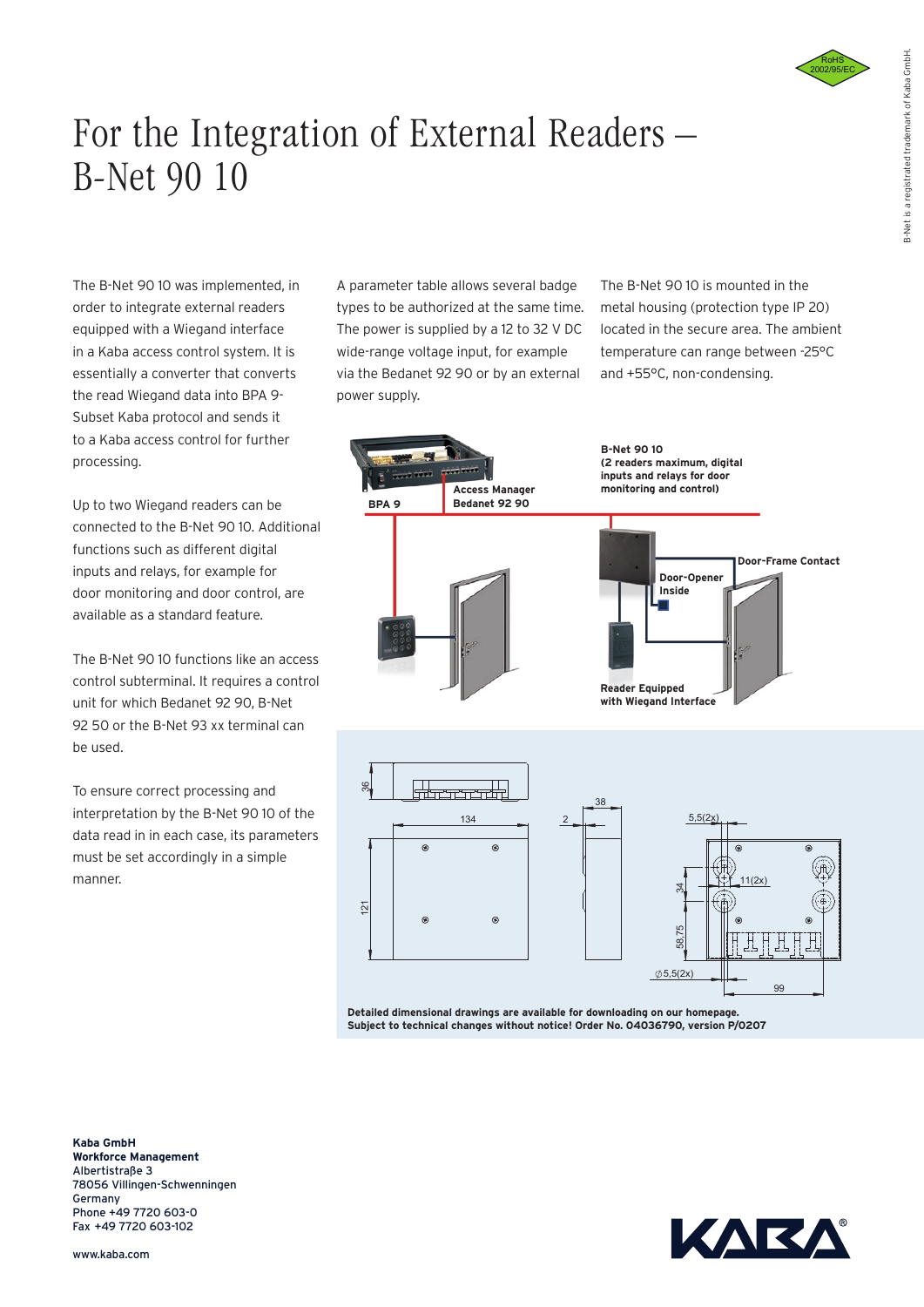# For the Integration of External Readers – B-Net 90 10

The B-Net 90 10 was implemented, in order to integrate external readers equipped with a Wiegand interface in a Kaba access control system. It is essentially a converter that converts the read Wiegand data into BPA 9-Subset Kaba protocol and sends it to a Kaba access control for further processing.

Up to two Wiegand readers can be connected to the B-Net 90 10. Additional functions such as different digital inputs and relays, for example for door monitoring and door control, are available as a standard feature.

The B-Net 90 10 functions like an access control subterminal. It requires a control unit for which Bedanet 92 90, B-Net 92 50 or the B-Net 93 xx terminal can be used.

To ensure correct processing and interpretation by the B-Net 90 10 of the data read in in each case, its parameters must be set accordingly in a simple manner.

A parameter table allows several badge types to be authorized at the same time. The power is supplied by a 12 to 32 V DC wide-range voltage input, for example via the Bedanet 92 90 or by an external power supply.

The B-Net 90 10 is mounted in the metal housing (protection type IP 20) located in the secure area. The ambient temperature can range between -25°C and +55°C, non-condensing.

BPA 9

Access Manager
Bedanet 92 90

B-Net 90 10
(2 readers maximum, digital inputs and relays for door monitoring and control)

Door-Frame Contact

Door-Opener
Inside

Reader Equipped
with Wiegand Interface

36
134
121
2
38
5,5(2x)
11(2x)
34
58,75
∅5,5(2x)
99

**Detailed dimensional drawings are available for downloading on our homepage.**
**Subject to technical changes without notice! Order No. 04036790, version P/0207**

**Kaba GmbH**
**Workforce Management**
Albertistraße 3
78056 Villingen-Schwenningen
Germany
Phone +49 7720 603-0
Fax +49 7720 603-102

www.kaba.com

B-Net is a registered trademark of Kaba GmbH.